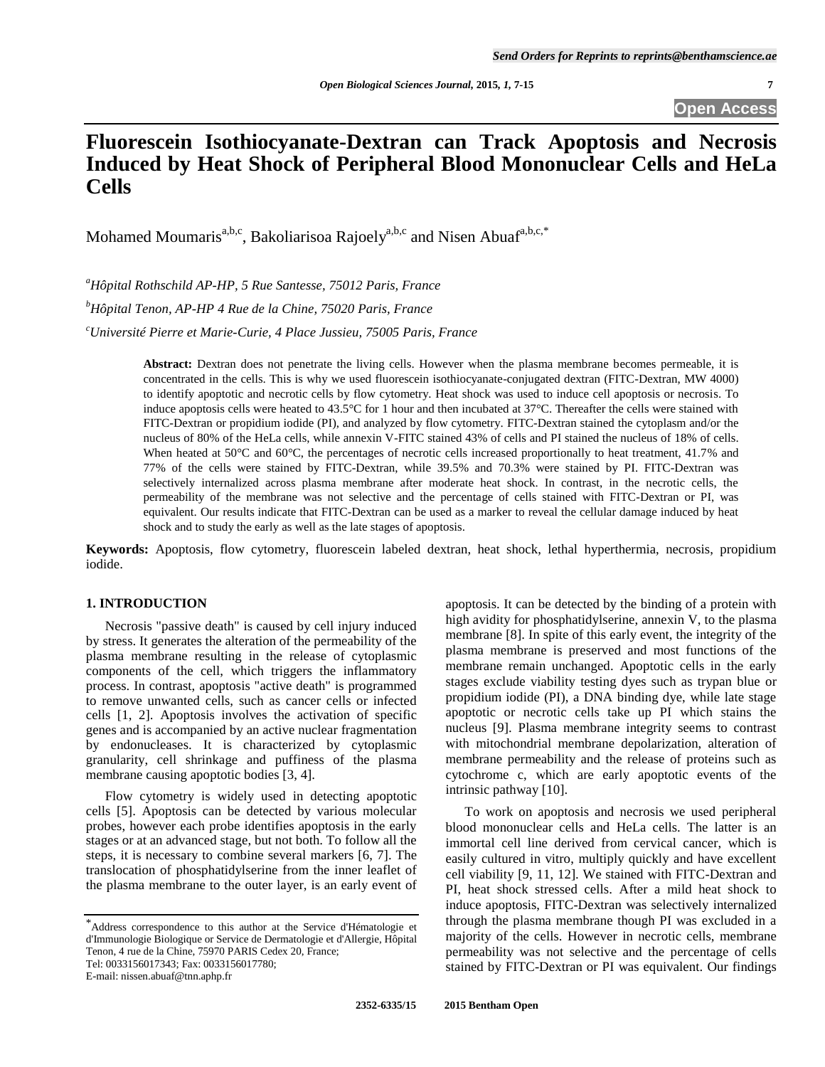# Fluorescein Isothiocyanate-Dextran can Track Apoptosis and Necrosis Induced by Heat Shock of Peripheral Blood Mononuclear Cells and HeLa Cells

Mohamed Moumaris[a,b,c], Bakoliarisoa Rajoely[a,b,c] and Nisen Abuaf[a,b,c,*]

[a]*Hôpital Rothschild AP-HP, 5 Rue Santesse, 75012 Paris, France*

[b]*Hôpital Tenon, AP-HP 4 Rue de la Chine, 75020 Paris, France*

[c]*Université Pierre et Marie-Curie, 4 Place Jussieu, 75005 Paris, France*

**Abstract:** Dextran does not penetrate the living cells. However when the plasma membrane becomes permeable, it is concentrated in the cells. This is why we used fluorescein isothiocyanate-conjugated dextran (FITC-Dextran, MW 4000) to identify apoptotic and necrotic cells by flow cytometry. Heat shock was used to induce cell apoptosis or necrosis. To induce apoptosis cells were heated to 43.5°C for 1 hour and then incubated at 37°C. Thereafter the cells were stained with FITC-Dextran or propidium iodide (PI), and analyzed by flow cytometry. FITC-Dextran stained the cytoplasm and/or the nucleus of 80% of the HeLa cells, while annexin V-FITC stained 43% of cells and PI stained the nucleus of 18% of cells. When heated at 50°C and 60°C, the percentages of necrotic cells increased proportionally to heat treatment, 41.7% and 77% of the cells were stained by FITC-Dextran, while 39.5% and 70.3% were stained by PI. FITC-Dextran was selectively internalized across plasma membrane after moderate heat shock. In contrast, in the necrotic cells, the permeability of the membrane was not selective and the percentage of cells stained with FITC-Dextran or PI, was equivalent. Our results indicate that FITC-Dextran can be used as a marker to reveal the cellular damage induced by heat shock and to study the early as well as the late stages of apoptosis.

**Keywords:** Apoptosis, flow cytometry, fluorescein labeled dextran, heat shock, lethal hyperthermia, necrosis, propidium iodide.

## 1. INTRODUCTION

Necrosis "passive death" is caused by cell injury induced by stress. It generates the alteration of the permeability of the plasma membrane resulting in the release of cytoplasmic components of the cell, which triggers the inflammatory process. In contrast, apoptosis "active death" is programmed to remove unwanted cells, such as cancer cells or infected cells [1, 2]. Apoptosis involves the activation of specific genes and is accompanied by an active nuclear fragmentation by endonucleases. It is characterized by cytoplasmic granularity, cell shrinkage and puffiness of the plasma membrane causing apoptotic bodies [3, 4].

Flow cytometry is widely used in detecting apoptotic cells [5]. Apoptosis can be detected by various molecular probes, however each probe identifies apoptosis in the early stages or at an advanced stage, but not both. To follow all the steps, it is necessary to combine several markers [6, 7]. The translocation of phosphatidylserine from the inner leaflet of the plasma membrane to the outer layer, is an early event of apoptosis. It can be detected by the binding of a protein with high avidity for phosphatidylserine, annexin V, to the plasma membrane [8]. In spite of this early event, the integrity of the plasma membrane is preserved and most functions of the membrane remain unchanged. Apoptotic cells in the early stages exclude viability testing dyes such as trypan blue or propidium iodide (PI), a DNA binding dye, while late stage apoptotic or necrotic cells take up PI which stains the nucleus [9]. Plasma membrane integrity seems to contrast with mitochondrial membrane depolarization, alteration of membrane permeability and the release of proteins such as cytochrome c, which are early apoptotic events of the intrinsic pathway [10].

To work on apoptosis and necrosis we used peripheral blood mononuclear cells and HeLa cells. The latter is an immortal cell line derived from cervical cancer, which is easily cultured in vitro, multiply quickly and have excellent cell viability [9, 11, 12]. We stained with FITC-Dextran and PI, heat shock stressed cells. After a mild heat shock to induce apoptosis, FITC-Dextran was selectively internalized through the plasma membrane though PI was excluded in a majority of the cells. However in necrotic cells, membrane permeability was not selective and the percentage of cells stained by FITC-Dextran or PI was equivalent. Our findings

---

[*]Address correspondence to this author at the Service d'Hématologie et d'Immunologie Biologique or Service de Dermatologie et d'Allergie, Hôpital Tenon, 4 rue de la Chine, 75970 PARIS Cedex 20, France;
Tel: 0033156017343; Fax: 0033156017780;
E-mail: nissen.abuaf@tnn.aphp.fr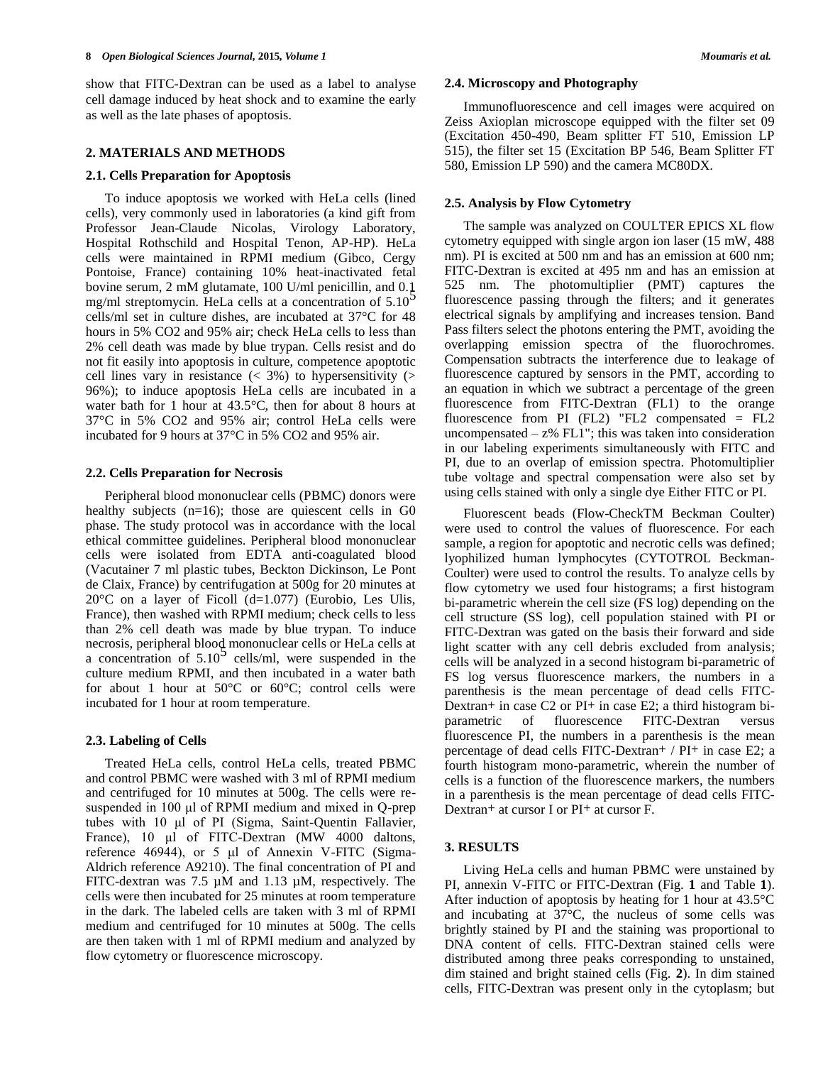show that FITC-Dextran can be used as a label to analyse cell damage induced by heat shock and to examine the early as well as the late phases of apoptosis.

## 2. MATERIALS AND METHODS

### 2.1. Cells Preparation for Apoptosis

To induce apoptosis we worked with HeLa cells (lined cells), very commonly used in laboratories (a kind gift from Professor Jean-Claude Nicolas, Virology Laboratory, Hospital Rothschild and Hospital Tenon, AP-HP). HeLa cells were maintained in RPMI medium (Gibco, Cergy Pontoise, France) containing 10% heat-inactivated fetal bovine serum, 2 mM glutamate, 100 U/ml penicillin, and 0.1 mg/ml streptomycin. HeLa cells at a concentration of $5.10^5$ cells/ml set in culture dishes, are incubated at 37°C for 48 hours in 5% $CO_2$ and 95% air; check HeLa cells to less than 2% cell death was made by blue trypan. Cells resist and do not fit easily into apoptosis in culture, competence apoptotic cell lines vary in resistance (< 3%) to hypersensitivity (> 96%); to induce apoptosis HeLa cells are incubated in a water bath for 1 hour at 43.5°C, then for about 8 hours at 37°C in 5% $CO_2$ and 95% air; control HeLa cells were incubated for 9 hours at 37°C in 5% $CO_2$ and 95% air.

### 2.2. Cells Preparation for Necrosis

Peripheral blood mononuclear cells (PBMC) donors were healthy subjects (n=16); those are quiescent cells in G0 phase. The study protocol was in accordance with the local ethical committee guidelines. Peripheral blood mononuclear cells were isolated from EDTA anti-coagulated blood (Vacutainer 7 ml plastic tubes, Beckton Dickinson, Le Pont de Claix, France) by centrifugation at 500g for 20 minutes at 20°C on a layer of Ficoll (d=1.077) (Eurobio, Les Ulis, France), then washed with RPMI medium; check cells to less than 2% cell death was made by blue trypan. To induce necrosis, peripheral blood mononuclear cells or HeLa cells at a concentration of $5.10^5$ cells/ml, were suspended in the culture medium RPMI, and then incubated in a water bath for about 1 hour at 50°C or 60°C; control cells were incubated for 1 hour at room temperature.

### 2.3. Labeling of Cells

Treated HeLa cells, control HeLa cells, treated PBMC and control PBMC were washed with 3 ml of RPMI medium and centrifuged for 10 minutes at 500g. The cells were re-suspended in 100 µl of RPMI medium and mixed in Q-prep tubes with 10 µl of PI (Sigma, Saint-Quentin Fallavier, France), 10 µl of FITC-Dextran (MW 4000 daltons, reference 46944), or 5 µl of Annexin V-FITC (Sigma-Aldrich reference A9210). The final concentration of PI and FITC-dextran was 7.5 µM and 1.13 µM, respectively. The cells were then incubated for 25 minutes at room temperature in the dark. The labeled cells are taken with 3 ml of RPMI medium and centrifuged for 10 minutes at 500g. The cells are then taken with 1 ml of RPMI medium and analyzed by flow cytometry or fluorescence microscopy.

### 2.4. Microscopy and Photography

Immunofluorescence and cell images were acquired on Zeiss Axioplan microscope equipped with the filter set 09 (Excitation 450-490, Beam splitter FT 510, Emission LP 515), the filter set 15 (Excitation BP 546, Beam Splitter FT 580, Emission LP 590) and the camera MC80DX.

### 2.5. Analysis by Flow Cytometry

The sample was analyzed on COULTER EPICS XL flow cytometry equipped with single argon ion laser (15 mW, 488 nm). PI is excited at 500 nm and has an emission at 600 nm; FITC-Dextran is excited at 495 nm and has an emission at 525 nm. The photomultiplier (PMT) captures the fluorescence passing through the filters; and it generates electrical signals by amplifying and increases tension. Band Pass filters select the photons entering the PMT, avoiding the overlapping emission spectra of the fluorochromes. Compensation subtracts the interference due to leakage of fluorescence captured by sensors in the PMT, according to an equation in which we subtract a percentage of the green fluorescence from FITC-Dextran (FL1) to the orange fluorescence from PI (FL2) "FL2 compensated = FL2 uncompensated – z% FL1"; this was taken into consideration in our labeling experiments simultaneously with FITC and PI, due to an overlap of emission spectra. Photomultiplier tube voltage and spectral compensation were also set by using cells stained with only a single dye Either FITC or PI.

Fluorescent beads (Flow-CheckTM Beckman Coulter) were used to control the values of fluorescence. For each sample, a region for apoptotic and necrotic cells was defined; lyophilized human lymphocytes (CYTOTROL Beckman-Coulter) were used to control the results. To analyze cells by flow cytometry we used four histograms; a first histogram bi-parametric wherein the cell size (FS log) depending on the cell structure (SS log), cell population stained with PI or FITC-Dextran was gated on the basis their forward and side light scatter with any cell debris excluded from analysis; cells will be analyzed in a second histogram bi-parametric of FS log versus fluorescence markers, the numbers in a parenthesis is the mean percentage of dead cells FITC-Dextran+ in case C2 or PI+ in case E2; a third histogram bi-parametric of fluorescence FITC-Dextran versus fluorescence PI, the numbers in a parenthesis is the mean percentage of dead cells FITC-Dextran+ / PI+ in case E2; a fourth histogram mono-parametric, wherein the number of cells is a function of the fluorescence markers, the numbers in a parenthesis is the mean percentage of dead cells FITC-Dextran+ at cursor I or PI+ at cursor F.

## 3. RESULTS

Living HeLa cells and human PBMC were unstained by PI, annexin V-FITC or FITC-Dextran (Fig. **1** and Table **1**). After induction of apoptosis by heating for 1 hour at 43.5°C and incubating at 37°C, the nucleus of some cells was brightly stained by PI and the staining was proportional to DNA content of cells. FITC-Dextran stained cells were distributed among three peaks corresponding to unstained, dim stained and bright stained cells (Fig. **2**). In dim stained cells, FITC-Dextran was present only in the cytoplasm; but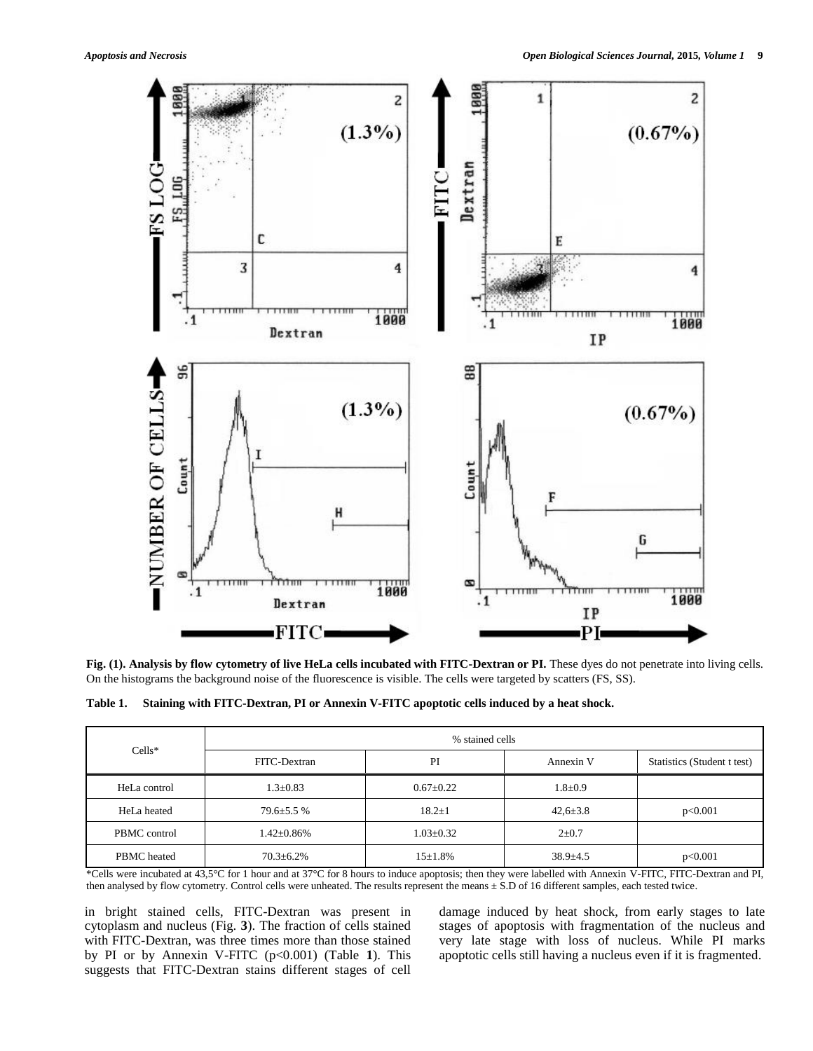**Fig. (1). Analysis by flow cytometry of live HeLa cells incubated with FITC-Dextran or PI.** These dyes do not penetrate into living cells. On the histograms the background noise of the fluorescence is visible. The cells were targeted by scatters (FS, SS).

**Table 1. Staining with FITC-Dextran, PI or Annexin V-FITC apoptotic cells induced by a heat shock.**

| Cells* | % stained cells | | | |
|---|---|---|---|---|
| | FITC-Dextran | PI | Annexin V | Statistics (Student t test) |
| HeLa control | 1.3±0.83 | 0.67±0.22 | 1.8±0.9 | |
| HeLa heated | 79.6±5.5 % | 18.2±1 | 42,6±3.8 | p<0.001 |
| PBMC control | 1.42±0.86% | 1.03±0.32 | 2±0.7 | |
| PBMC heated | 70.3±6.2% | 15±1.8% | 38.9±4.5 | p<0.001 |

*Cells were incubated at 43,5°C for 1 hour and at 37°C for 8 hours to induce apoptosis; then they were labelled with Annexin V-FITC, FITC-Dextran and PI, then analysed by flow cytometry. Control cells were unheated. The results represent the means ± S.D of 16 different samples, each tested twice.

in bright stained cells, FITC-Dextran was present in cytoplasm and nucleus (Fig. **3**). The fraction of cells stained with FITC-Dextran, was three times more than those stained by PI or by Annexin V-FITC ($p<0.001$) (Table **1**). This suggests that FITC-Dextran stains different stages of cell damage induced by heat shock, from early stages to late stages of apoptosis with fragmentation of the nucleus and very late stage with loss of nucleus. While PI marks apoptotic cells still having a nucleus even if it is fragmented.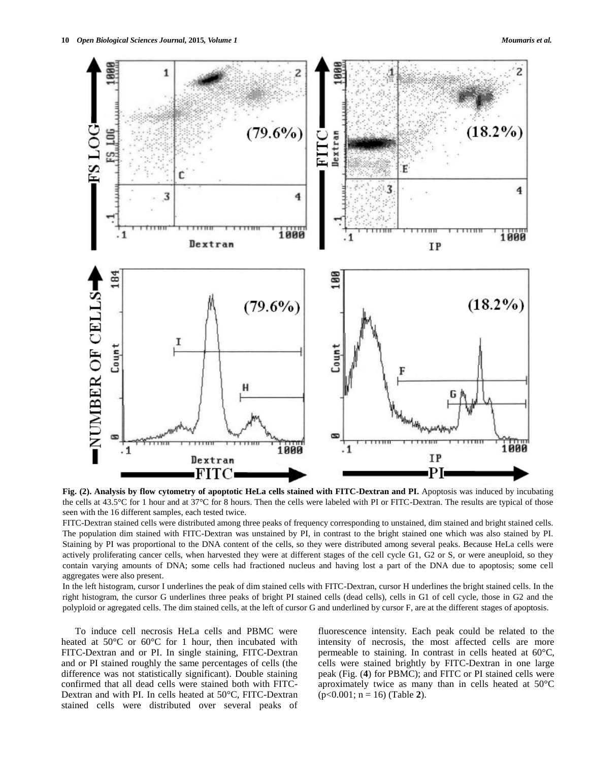**Fig. (2). Analysis by flow cytometry of apoptotic HeLa cells stained with FITC-Dextran and PI.** Apoptosis was induced by incubating the cells at 43.5°C for 1 hour and at 37°C for 8 hours. Then the cells were labeled with PI or FITC-Dextran. The results are typical of those seen with the 16 different samples, each tested twice.

FITC-Dextran stained cells were distributed among three peaks of frequency corresponding to unstained, dim stained and bright stained cells. The population dim stained with FITC-Dextran was unstained by PI, in contrast to the bright stained one which was also stained by PI. Staining by PI was proportional to the DNA content of the cells, so they were distributed among several peaks. Because HeLa cells were actively proliferating cancer cells, when harvested they were at different stages of the cell cycle G1, G2 or S, or were aneuploid, so they contain varying amounts of DNA; some cells had fractioned nucleus and having lost a part of the DNA due to apoptosis; some cell aggregates were also present.

In the left histogram, cursor I underlines the peak of dim stained cells with FITC-Dextran, cursor H underlines the bright stained cells. In the right histogram, the cursor G underlines three peaks of bright PI stained cells (dead cells), cells in G1 of cell cycle, those in G2 and the polyploid or agregated cells. The dim stained cells, at the left of cursor G and underlined by cursor F, are at the different stages of apoptosis.

To induce cell necrosis HeLa cells and PBMC were heated at 50°C or 60°C for 1 hour, then incubated with FITC-Dextran and or PI. In single staining, FITC-Dextran and or PI stained roughly the same percentages of cells (the difference was not statistically significant). Double staining confirmed that all dead cells were stained both with FITC-Dextran and with PI. In cells heated at 50°C, FITC-Dextran stained cells were distributed over several peaks of fluorescence intensity. Each peak could be related to the intensity of necrosis, the most affected cells are more permeable to staining. In contrast in cells heated at 60°C, cells were stained brightly by FITC-Dextran in one large peak (Fig. (**4**) for PBMC); and FITC or PI stained cells were aproximately twice as many than in cells heated at 50°C ($p<0.001$; $n = 16$) (Table **2**).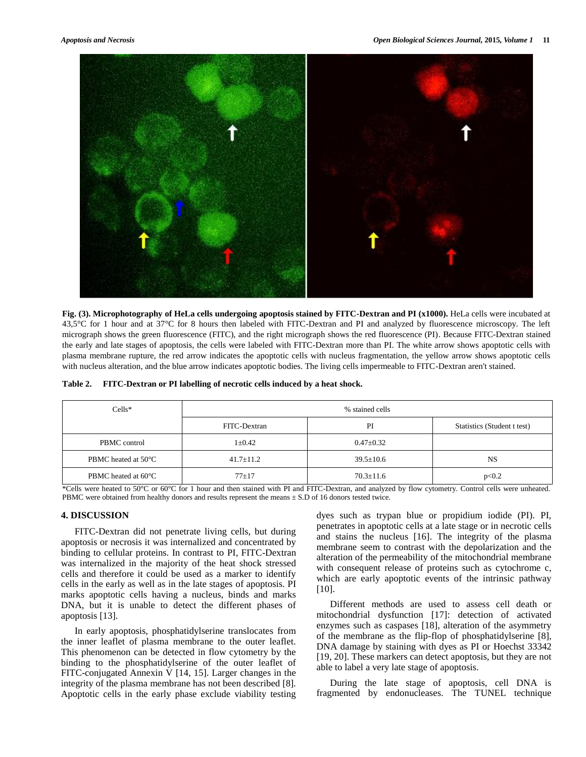**Fig. (3). Microphotography of HeLa cells undergoing apoptosis stained by FITC-Dextran and PI (x1000).** HeLa cells were incubated at 43,5°C for 1 hour and at 37°C for 8 hours then labeled with FITC-Dextran and PI and analyzed by fluorescence microscopy. The left micrograph shows the green fluorescence (FITC), and the right micrograph shows the red fluorescence (PI). Because FITC-Dextran stained the early and late stages of apoptosis, the cells were labeled with FITC-Dextran more than PI. The white arrow shows apoptotic cells with plasma membrane rupture, the red arrow indicates the apoptotic cells with nucleus fragmentation, the yellow arrow shows apoptotic cells with nucleus alteration, and the blue arrow indicates apoptotic bodies. The living cells impermeable to FITC-Dextran aren't stained.

**Table 2. FITC-Dextran or PI labelling of necrotic cells induced by a heat shock.**

| Cells* | % stained cells | | |
|---|---|---|---|
| | FITC-Dextran | PI | Statistics (Student t test) |
| PBMC control | 1±0.42 | 0.47±0.32 | |
| PBMC heated at 50°C | 41.7±11.2 | 39.5±10.6 | NS |
| PBMC heated at 60°C | 77±17 | 70.3±11.6 | p<0.2 |

*Cells were heated to 50°C or 60°C for 1 hour and then stained with PI and FITC-Dextran, and analyzed by flow cytometry. Control cells were unheated. PBMC were obtained from healthy donors and results represent the means ± S.D of 16 donors tested twice.

## 4. DISCUSSION

FITC-Dextran did not penetrate living cells, but during apoptosis or necrosis it was internalized and concentrated by binding to cellular proteins. In contrast to PI, FITC-Dextran was internalized in the majority of the heat shock stressed cells and therefore it could be used as a marker to identify cells in the early as well as in the late stages of apoptosis. PI marks apoptotic cells having a nucleus, binds and marks DNA, but it is unable to detect the different phases of apoptosis [13].

In early apoptosis, phosphatidylserine translocates from the inner leaflet of plasma membrane to the outer leaflet. This phenomenon can be detected in flow cytometry by the binding to the phosphatidylserine of the outer leaflet of FITC-conjugated Annexin V [14, 15]. Larger changes in the integrity of the plasma membrane has not been described [8]. Apoptotic cells in the early phase exclude viability testing dyes such as trypan blue or propidium iodide (PI). PI, penetrates in apoptotic cells at a late stage or in necrotic cells and stains the nucleus [16]. The integrity of the plasma membrane seem to contrast with the depolarization and the alteration of the permeability of the mitochondrial membrane with consequent release of proteins such as cytochrome c, which are early apoptotic events of the intrinsic pathway [10].

Different methods are used to assess cell death or mitochondrial dysfunction [17]: detection of activated enzymes such as caspases [18], alteration of the asymmetry of the membrane as the flip-flop of phosphatidylserine [8], DNA damage by staining with dyes as PI or Hoechst 33342 [19, 20]. These markers can detect apoptosis, but they are not able to label a very late stage of apoptosis.

During the late stage of apoptosis, cell DNA is fragmented by endonucleases. The TUNEL technique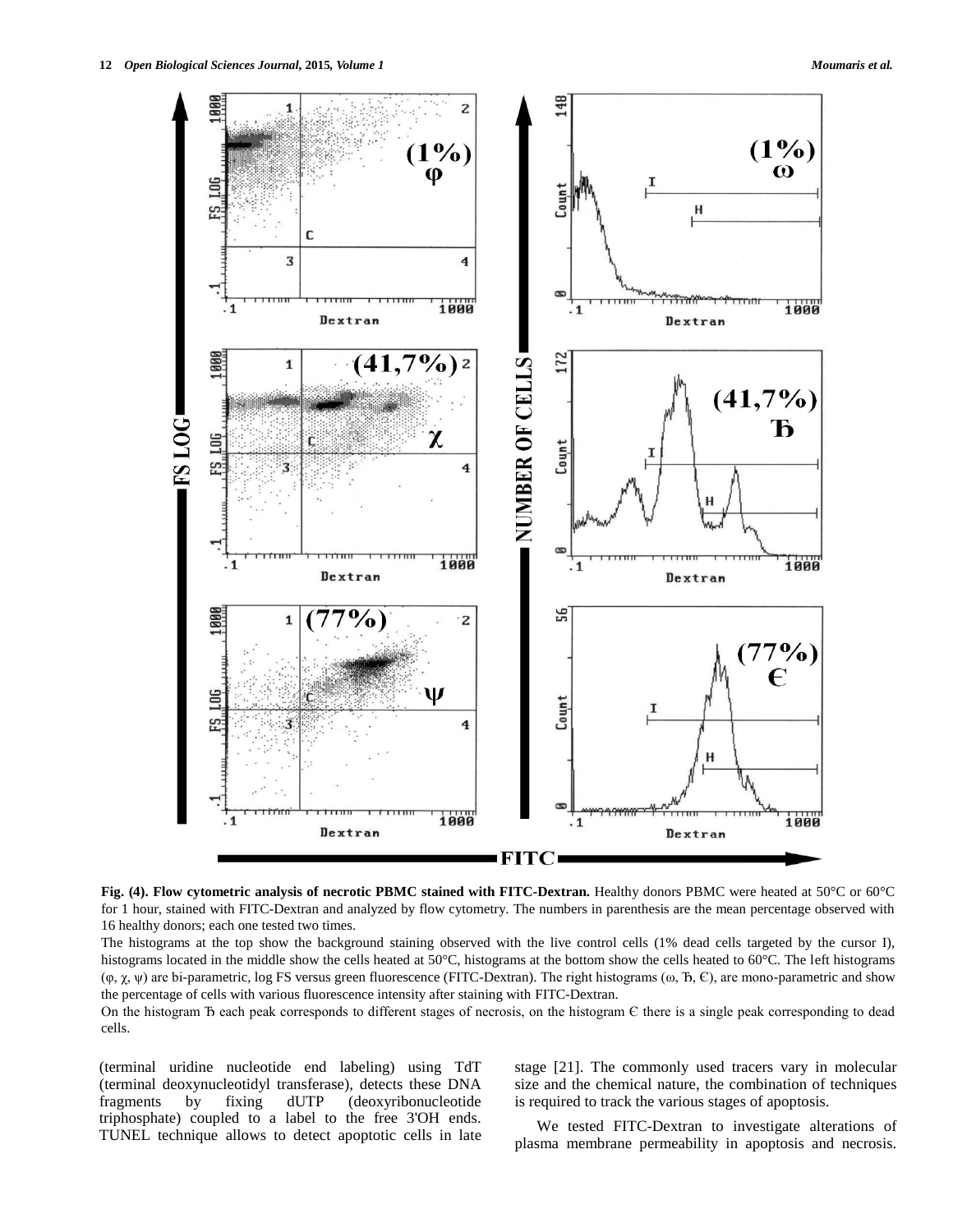**Fig. (4). Flow cytometric analysis of necrotic PBMC stained with FITC-Dextran.** Healthy donors PBMC were heated at 50°C or 60°C for 1 hour, stained with FITC-Dextran and analyzed by flow cytometry. The numbers in parenthesis are the mean percentage observed with 16 healthy donors; each one tested two times.

The histograms at the top show the background staining observed with the live control cells (1% dead cells targeted by the cursor I), histograms located in the middle show the cells heated at 50°C, histograms at the bottom show the cells heated to 60°C. The left histograms (φ, χ, ψ) are bi-parametric, log FS versus green fluorescence (FITC-Dextran). The right histograms (ω, Ђ, Є), are mono-parametric and show the percentage of cells with various fluorescence intensity after staining with FITC-Dextran.

On the histogram Ђ each peak corresponds to different stages of necrosis, on the histogram Є there is a single peak corresponding to dead cells.

(terminal uridine nucleotide end labeling) using TdT (terminal deoxynucleotidyl transferase), detects these DNA fragments by fixing dUTP (deoxyribonucleotide triphosphate) coupled to a label to the free 3'OH ends. TUNEL technique allows to detect apoptotic cells in late stage [21]. The commonly used tracers vary in molecular size and the chemical nature, the combination of techniques is required to track the various stages of apoptosis.

We tested FITC-Dextran to investigate alterations of plasma membrane permeability in apoptosis and necrosis.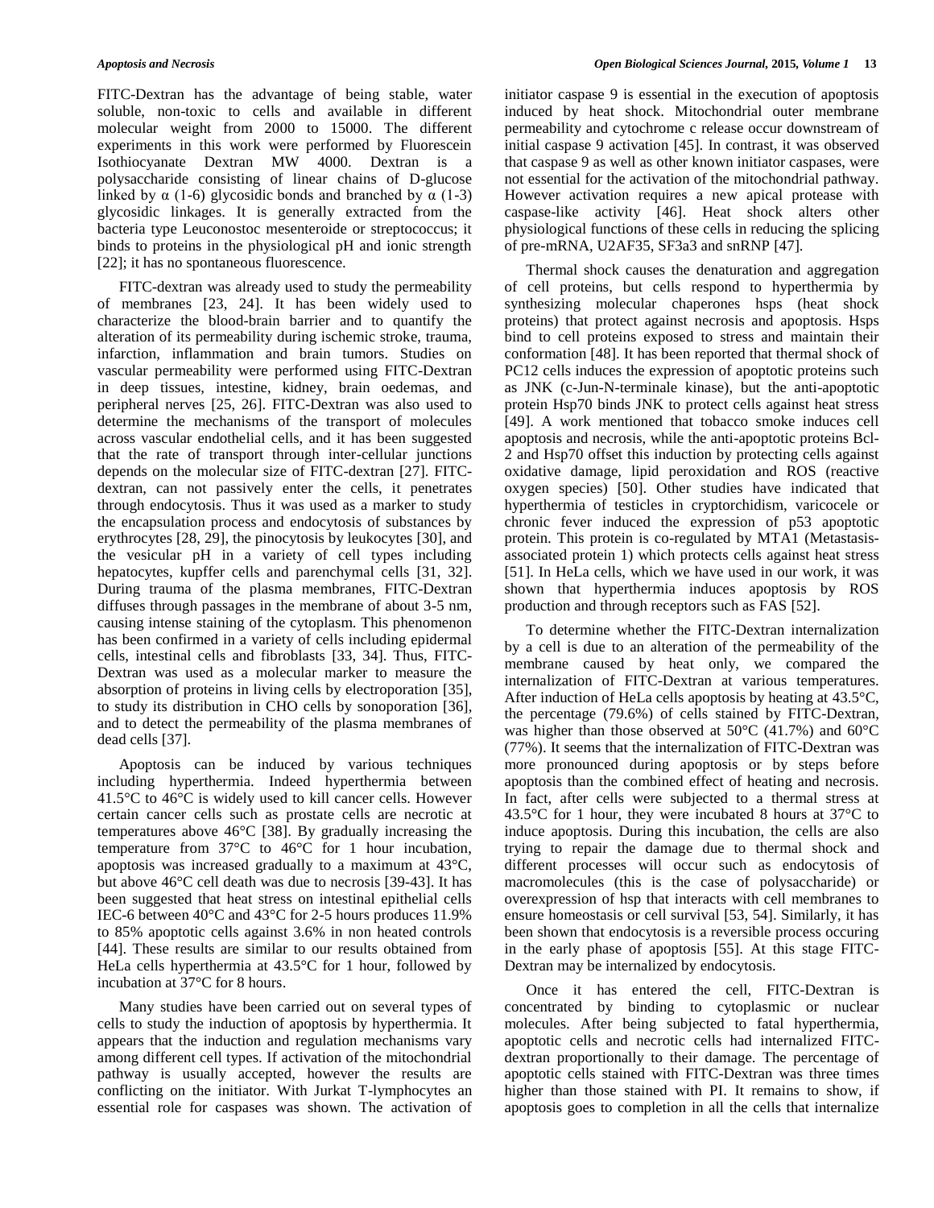FITC-Dextran has the advantage of being stable, water soluble, non-toxic to cells and available in different molecular weight from 2000 to 15000. The different experiments in this work were performed by Fluorescein Isothiocyanate Dextran MW 4000. Dextran is a polysaccharide consisting of linear chains of D-glucose linked by α (1-6) glycosidic bonds and branched by α (1-3) glycosidic linkages. It is generally extracted from the bacteria type Leuconostoc mesenteroide or streptococcus; it binds to proteins in the physiological pH and ionic strength [22]; it has no spontaneous fluorescence.

FITC-dextran was already used to study the permeability of membranes [23, 24]. It has been widely used to characterize the blood-brain barrier and to quantify the alteration of its permeability during ischemic stroke, trauma, infarction, inflammation and brain tumors. Studies on vascular permeability were performed using FITC-Dextran in deep tissues, intestine, kidney, brain oedemas, and peripheral nerves [25, 26]. FITC-Dextran was also used to determine the mechanisms of the transport of molecules across vascular endothelial cells, and it has been suggested that the rate of transport through inter-cellular junctions depends on the molecular size of FITC-dextran [27]. FITC-dextran, can not passively enter the cells, it penetrates through endocytosis. Thus it was used as a marker to study the encapsulation process and endocytosis of substances by erythrocytes [28, 29], the pinocytosis by leukocytes [30], and the vesicular pH in a variety of cell types including hepatocytes, kupffer cells and parenchymal cells [31, 32]. During trauma of the plasma membranes, FITC-Dextran diffuses through passages in the membrane of about 3-5 nm, causing intense staining of the cytoplasm. This phenomenon has been confirmed in a variety of cells including epidermal cells, intestinal cells and fibroblasts [33, 34]. Thus, FITC-Dextran was used as a molecular marker to measure the absorption of proteins in living cells by electroporation [35], to study its distribution in CHO cells by sonoporation [36], and to detect the permeability of the plasma membranes of dead cells [37].

Apoptosis can be induced by various techniques including hyperthermia. Indeed hyperthermia between 41.5°C to 46°C is widely used to kill cancer cells. However certain cancer cells such as prostate cells are necrotic at temperatures above 46°C [38]. By gradually increasing the temperature from 37°C to 46°C for 1 hour incubation, apoptosis was increased gradually to a maximum at 43°C, but above 46°C cell death was due to necrosis [39-43]. It has been suggested that heat stress on intestinal epithelial cells IEC-6 between 40°C and 43°C for 2-5 hours produces 11.9% to 85% apoptotic cells against 3.6% in non heated controls [44]. These results are similar to our results obtained from HeLa cells hyperthermia at 43.5°C for 1 hour, followed by incubation at 37°C for 8 hours.

Many studies have been carried out on several types of cells to study the induction of apoptosis by hyperthermia. It appears that the induction and regulation mechanisms vary among different cell types. If activation of the mitochondrial pathway is usually accepted, however the results are conflicting on the initiator. With Jurkat T-lymphocytes an essential role for caspases was shown. The activation of initiator caspase 9 is essential in the execution of apoptosis induced by heat shock. Mitochondrial outer membrane permeability and cytochrome c release occur downstream of initial caspase 9 activation [45]. In contrast, it was observed that caspase 9 as well as other known initiator caspases, were not essential for the activation of the mitochondrial pathway. However activation requires a new apical protease with caspase-like activity [46]. Heat shock alters other physiological functions of these cells in reducing the splicing of pre-mRNA, U2AF35, SF3a3 and snRNP [47].

Thermal shock causes the denaturation and aggregation of cell proteins, but cells respond to hyperthermia by synthesizing molecular chaperones hsps (heat shock proteins) that protect against necrosis and apoptosis. Hsps bind to cell proteins exposed to stress and maintain their conformation [48]. It has been reported that thermal shock of PC12 cells induces the expression of apoptotic proteins such as JNK (c-Jun-N-terminale kinase), but the anti-apoptotic protein Hsp70 binds JNK to protect cells against heat stress [49]. A work mentioned that tobacco smoke induces cell apoptosis and necrosis, while the anti-apoptotic proteins Bcl-2 and Hsp70 offset this induction by protecting cells against oxidative damage, lipid peroxidation and ROS (reactive oxygen species) [50]. Other studies have indicated that hyperthermia of testicles in cryptorchidism, varicocele or chronic fever induced the expression of p53 apoptotic protein. This protein is co-regulated by MTA1 (Metastasis-associated protein 1) which protects cells against heat stress [51]. In HeLa cells, which we have used in our work, it was shown that hyperthermia induces apoptosis by ROS production and through receptors such as FAS [52].

To determine whether the FITC-Dextran internalization by a cell is due to an alteration of the permeability of the membrane caused by heat only, we compared the internalization of FITC-Dextran at various temperatures. After induction of HeLa cells apoptosis by heating at 43.5°C, the percentage (79.6%) of cells stained by FITC-Dextran, was higher than those observed at 50°C (41.7%) and 60°C (77%). It seems that the internalization of FITC-Dextran was more pronounced during apoptosis or by steps before apoptosis than the combined effect of heating and necrosis. In fact, after cells were subjected to a thermal stress at 43.5°C for 1 hour, they were incubated 8 hours at 37°C to induce apoptosis. During this incubation, the cells are also trying to repair the damage due to thermal shock and different processes will occur such as endocytosis of macromolecules (this is the case of polysaccharide) or overexpression of hsp that interacts with cell membranes to ensure homeostasis or cell survival [53, 54]. Similarly, it has been shown that endocytosis is a reversible process occuring in the early phase of apoptosis [55]. At this stage FITC-Dextran may be internalized by endocytosis.

Once it has entered the cell, FITC-Dextran is concentrated by binding to cytoplasmic or nuclear molecules. After being subjected to fatal hyperthermia, apoptotic cells and necrotic cells had internalized FITC-dextran proportionally to their damage. The percentage of apoptotic cells stained with FITC-Dextran was three times higher than those stained with PI. It remains to show, if apoptosis goes to completion in all the cells that internalize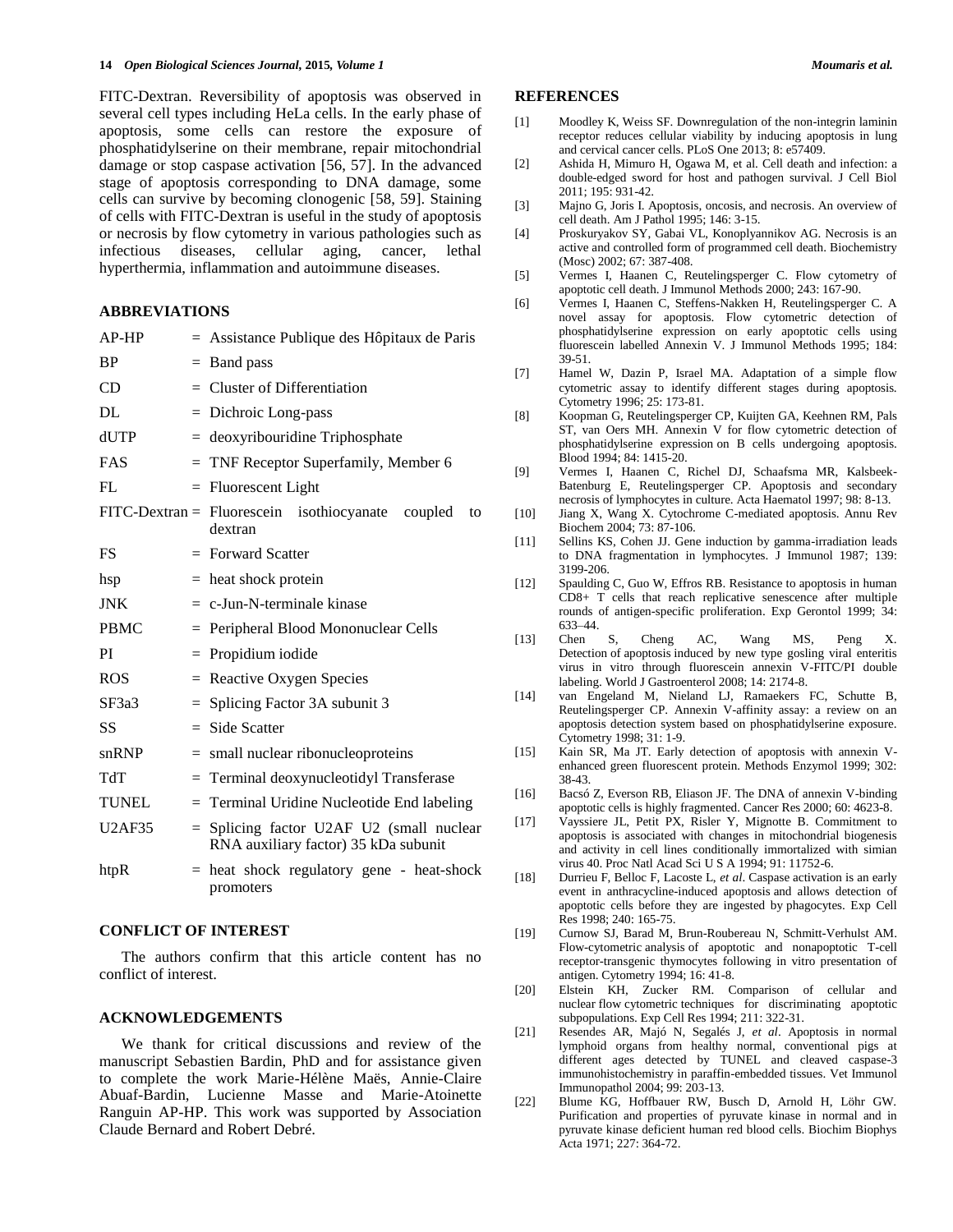FITC-Dextran. Reversibility of apoptosis was observed in several cell types including HeLa cells. In the early phase of apoptosis, some cells can restore the exposure of phosphatidylserine on their membrane, repair mitochondrial damage or stop caspase activation [56, 57]. In the advanced stage of apoptosis corresponding to DNA damage, some cells can survive by becoming clonogenic [58, 59]. Staining of cells with FITC-Dextran is useful in the study of apoptosis or necrosis by flow cytometry in various pathologies such as infectious diseases, cellular aging, cancer, lethal hyperthermia, inflammation and autoimmune diseases.

## ABBREVIATIONS

| | | |
|---|---|---|
| AP-HP | = | Assistance Publique des Hôpitaux de Paris |
| BP | = | Band pass |
| CD | = | Cluster of Differentiation |
| DL | = | Dichroic Long-pass |
| dUTP | = | deoxyribouridine Triphosphate |
| FAS | = | TNF Receptor Superfamily, Member 6 |
| FL | = | Fluorescent Light |
| FITC-Dextran | = | Fluorescein isothiocyanate coupled to dextran |
| FS | = | Forward Scatter |
| hsp | = | heat shock protein |
| JNK | = | c-Jun-N-terminale kinase |
| PBMC | = | Peripheral Blood Mononuclear Cells |
| PI | = | Propidium iodide |
| ROS | = | Reactive Oxygen Species |
| SF3a3 | = | Splicing Factor 3A subunit 3 |
| SS | = | Side Scatter |
| snRNP | = | small nuclear ribonucleoproteins |
| TdT | = | Terminal deoxynucleotidyl Transferase |
| TUNEL | = | Terminal Uridine Nucleotide End labeling |
| U2AF35 | = | Splicing factor U2AF U2 (small nuclear RNA auxiliary factor) 35 kDa subunit |
| htpR | = | heat shock regulatory gene - heat-shock promoters |

## CONFLICT OF INTEREST

The authors confirm that this article content has no conflict of interest.

## ACKNOWLEDGEMENTS

We thank for critical discussions and review of the manuscript Sebastien Bardin, PhD and for assistance given to complete the work Marie-Hélène Maës, Annie-Claire Abuaf-Bardin, Lucienne Masse and Marie-Atoinette Ranguin AP-HP. This work was supported by Association Claude Bernard and Robert Debré.

## REFERENCES

[1] Moodley K, Weiss SF. Downregulation of the non-integrin laminin receptor reduces cellular viability by inducing apoptosis in lung and cervical cancer cells. PLoS One 2013; 8: e57409.

[2] Ashida H, Mimuro H, Ogawa M, et al. Cell death and infection: a double-edged sword for host and pathogen survival. J Cell Biol 2011; 195: 931-42.

[3] Majno G, Joris I. Apoptosis, oncosis, and necrosis. An overview of cell death. Am J Pathol 1995; 146: 3-15.

[4] Proskuryakov SY, Gabai VL, Konoplyannikov AG. Necrosis is an active and controlled form of programmed cell death. Biochemistry (Mosc) 2002; 67: 387-408.

[5] Vermes I, Haanen C, Reutelingsperger C. Flow cytometry of apoptotic cell death. J Immunol Methods 2000; 243: 167-90.

[6] Vermes I, Haanen C, Steffens-Nakken H, Reutelingsperger C. A novel assay for apoptosis. Flow cytometric detection of phosphatidylserine expression on early apoptotic cells using fluorescein labelled Annexin V. J Immunol Methods 1995; 184: 39-51.

[7] Hamel W, Dazin P, Israel MA. Adaptation of a simple flow cytometric assay to identify different stages during apoptosis. Cytometry 1996; 25: 173-81.

[8] Koopman G, Reutelingsperger CP, Kuijten GA, Keehnen RM, Pals ST, van Oers MH. Annexin V for flow cytometric detection of phosphatidylserine expression on B cells undergoing apoptosis. Blood 1994; 84: 1415-20.

[9] Vermes I, Haanen C, Richel DJ, Schaafsma MR, Kalsbeek-Batenburg E, Reutelingsperger CP. Apoptosis and secondary necrosis of lymphocytes in culture. Acta Haematol 1997; 98: 8-13.

[10] Jiang X, Wang X. Cytochrome C-mediated apoptosis. Annu Rev Biochem 2004; 73: 87-106.

[11] Sellins KS, Cohen JJ. Gene induction by gamma-irradiation leads to DNA fragmentation in lymphocytes. J Immunol 1987; 139: 3199-206.

[12] Spaulding C, Guo W, Effros RB. Resistance to apoptosis in human CD8+ T cells that reach replicative senescence after multiple rounds of antigen-specific proliferation. Exp Gerontol 1999; 34: 633–44.

[13] Chen S, Cheng AC, Wang MS, Peng X. Detection of apoptosis induced by new type gosling viral enteritis virus in vitro through fluorescein annexin V-FITC/PI double labeling. World J Gastroenterol 2008; 14: 2174-8.

[14] van Engeland M, Nieland LJ, Ramaekers FC, Schutte B, Reutelingsperger CP. Annexin V-affinity assay: a review on an apoptosis detection system based on phosphatidylserine exposure. Cytometry 1998; 31: 1-9.

[15] Kain SR, Ma JT. Early detection of apoptosis with annexin V-enhanced green fluorescent protein. Methods Enzymol 1999; 302: 38-43.

[16] Bacsó Z, Everson RB, Eliason JF. The DNA of annexin V-binding apoptotic cells is highly fragmented. Cancer Res 2000; 60: 4623-8.

[17] Vayssiere JL, Petit PX, Risler Y, Mignotte B. Commitment to apoptosis is associated with changes in mitochondrial biogenesis and activity in cell lines conditionally immortalized with simian virus 40. Proc Natl Acad Sci U S A 1994; 91: 11752-6.

[18] Durrieu F, Belloc F, Lacoste L, *et al*. Caspase activation is an early event in anthracycline-induced apoptosis and allows detection of apoptotic cells before they are ingested by phagocytes. Exp Cell Res 1998; 240: 165-75.

[19] Curnow SJ, Barad M, Brun-Roubereau N, Schmitt-Verhulst AM. Flow-cytometric analysis of apoptotic and nonapoptotic T-cell receptor-transgenic thymocytes following in vitro presentation of antigen. Cytometry 1994; 16: 41-8.

[20] Elstein KH, Zucker RM. Comparison of cellular and nuclear flow cytometric techniques for discriminating apoptotic subpopulations. Exp Cell Res 1994; 211: 322-31.

[21] Resendes AR, Majó N, Segalés J, *et al*. Apoptosis in normal lymphoid organs from healthy normal, conventional pigs at different ages detected by TUNEL and cleaved caspase-3 immunohistochemistry in paraffin-embedded tissues. Vet Immunol Immunopathol 2004; 99: 203-13.

[22] Blume KG, Hoffbauer RW, Busch D, Arnold H, Löhr GW. Purification and properties of pyruvate kinase in normal and in pyruvate kinase deficient human red blood cells. Biochim Biophys Acta 1971; 227: 364-72.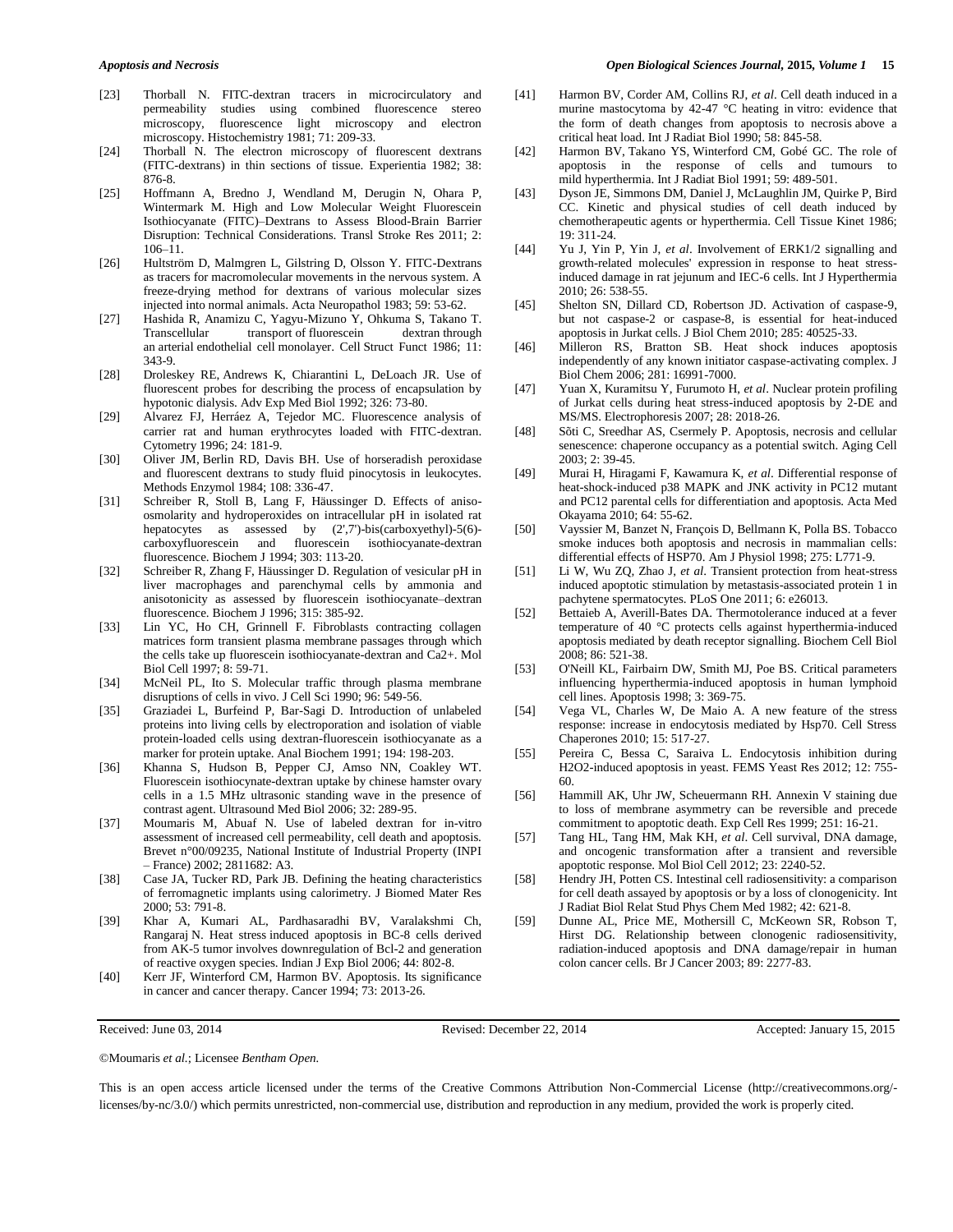[23] Thorball N. FITC-dextran tracers in microcirculatory and permeability studies using combined fluorescence stereo microscopy, fluorescence light microscopy and electron microscopy. Histochemistry 1981; 71: 209-33.

[24] Thorball N. The electron microscopy of fluorescent dextrans (FITC-dextrans) in thin sections of tissue. Experientia 1982; 38: 876-8.

[25] Hoffmann A, Bredno J, Wendland M, Derugin N, Ohara P, Wintermark M. High and Low Molecular Weight Fluorescein Isothiocyanate (FITC)–Dextrans to Assess Blood-Brain Barrier Disruption: Technical Considerations. Transl Stroke Res 2011; 2: 106–11.

[26] Hultström D, Malmgren L, Gilstring D, Olsson Y. FITC-Dextrans as tracers for macromolecular movements in the nervous system. A freeze-drying method for dextrans of various molecular sizes injected into normal animals. Acta Neuropathol 1983; 59: 53-62.

[27] Hashida R, Anamizu C, Yagyu-Mizuno Y, Ohkuma S, Takano T. Transcellular transport of fluorescein dextran through an arterial endothelial cell monolayer. Cell Struct Funct 1986; 11: 343-9.

[28] Droleskey RE, Andrews K, Chiarantini L, DeLoach JR. Use of fluorescent probes for describing the process of encapsulation by hypotonic dialysis. Adv Exp Med Biol 1992; 326: 73-80.

[29] Alvarez FJ, Herráez A, Tejedor MC. Fluorescence analysis of carrier rat and human erythrocytes loaded with FITC-dextran. Cytometry 1996; 24: 181-9.

[30] Oliver JM, Berlin RD, Davis BH. Use of horseradish peroxidase and fluorescent dextrans to study fluid pinocytosis in leukocytes. Methods Enzymol 1984; 108: 336-47.

[31] Schreiber R, Stoll B, Lang F, Häussinger D. Effects of aniso-osmolarity and hydroperoxides on intracellular pH in isolated rat hepatocytes as assessed by (2',7')-bis(carboxyethyl)-5(6)-carboxyfluorescein and fluorescein isothiocyanate-dextran fluorescence. Biochem J 1994; 303: 113-20.

[32] Schreiber R, Zhang F, Häussinger D. Regulation of vesicular pH in liver macrophages and parenchymal cells by ammonia and anisotonicity as assessed by fluorescein isothiocyanate–dextran fluorescence. Biochem J 1996; 315: 385-92.

[33] Lin YC, Ho CH, Grinnell F. Fibroblasts contracting collagen matrices form transient plasma membrane passages through which the cells take up fluorescein isothiocyanate-dextran and Ca2+. Mol Biol Cell 1997; 8: 59-71.

[34] McNeil PL, Ito S. Molecular traffic through plasma membrane disruptions of cells in vivo. J Cell Sci 1990; 96: 549-56.

[35] Graziadei L, Burfeind P, Bar-Sagi D. Introduction of unlabeled proteins into living cells by electroporation and isolation of viable protein-loaded cells using dextran-fluorescein isothiocyanate as a marker for protein uptake. Anal Biochem 1991; 194: 198-203.

[36] Khanna S, Hudson B, Pepper CJ, Amso NN, Coakley WT. Fluorescein isothiocynate-dextran uptake by chinese hamster ovary cells in a 1.5 MHz ultrasonic standing wave in the presence of contrast agent. Ultrasound Med Biol 2006; 32: 289-95.

[37] Moumaris M, Abuaf N. Use of labeled dextran for in-vitro assessment of increased cell permeability, cell death and apoptosis. Brevet n°00/09235, National Institute of Industrial Property (INPI – France) 2002; 2811682: A3.

[38] Case JA, Tucker RD, Park JB. Defining the heating characteristics of ferromagnetic implants using calorimetry. J Biomed Mater Res 2000; 53: 791-8.

[39] Khar A, Kumari AL, Pardhasaradhi BV, Varalakshmi Ch, Rangaraj N. Heat stress induced apoptosis in BC-8 cells derived from AK-5 tumor involves downregulation of Bcl-2 and generation of reactive oxygen species. Indian J Exp Biol 2006; 44: 802-8.

[40] Kerr JF, Winterford CM, Harmon BV. Apoptosis. Its significance in cancer and cancer therapy. Cancer 1994; 73: 2013-26.

[41] Harmon BV, Corder AM, Collins RJ, *et al*. Cell death induced in a murine mastocytoma by 42-47 °C heating in vitro: evidence that the form of death changes from apoptosis to necrosis above a critical heat load. Int J Radiat Biol 1990; 58: 845-58.

[42] Harmon BV, Takano YS, Winterford CM, Gobé GC. The role of apoptosis in the response of cells and tumours to mild hyperthermia. Int J Radiat Biol 1991; 59: 489-501.

[43] Dyson JE, Simmons DM, Daniel J, McLaughlin JM, Quirke P, Bird CC. Kinetic and physical studies of cell death induced by chemotherapeutic agents or hyperthermia. Cell Tissue Kinet 1986; 19: 311-24.

[44] Yu J, Yin P, Yin J, *et al*. Involvement of ERK1/2 signalling and growth-related molecules' expression in response to heat stress-induced damage in rat jejunum and IEC-6 cells. Int J Hyperthermia 2010; 26: 538-55.

[45] Shelton SN, Dillard CD, Robertson JD. Activation of caspase-9, but not caspase-2 or caspase-8, is essential for heat-induced apoptosis in Jurkat cells. J Biol Chem 2010; 285: 40525-33.

[46] Milleron RS, Bratton SB. Heat shock induces apoptosis independently of any known initiator caspase-activating complex. J Biol Chem 2006; 281: 16991-7000.

[47] Yuan X, Kuramitsu Y, Furumoto H, *et al*. Nuclear protein profiling of Jurkat cells during heat stress-induced apoptosis by 2-DE and MS/MS. Electrophoresis 2007; 28: 2018-26.

[48] Sõti C, Sreedhar AS, Csermely P. Apoptosis, necrosis and cellular senescence: chaperone occupancy as a potential switch. Aging Cell 2003; 2: 39-45.

[49] Murai H, Hiragami F, Kawamura K, *et al*. Differential response of heat-shock-induced p38 MAPK and JNK activity in PC12 mutant and PC12 parental cells for differentiation and apoptosis. Acta Med Okayama 2010; 64: 55-62.

[50] Vayssier M, Banzet N, François D, Bellmann K, Polla BS. Tobacco smoke induces both apoptosis and necrosis in mammalian cells: differential effects of HSP70. Am J Physiol 1998; 275: L771-9.

[51] Li W, Wu ZQ, Zhao J, *et al*. Transient protection from heat-stress induced apoptotic stimulation by metastasis-associated protein 1 in pachytene spermatocytes. PLoS One 2011; 6: e26013.

[52] Bettaieb A, Averill-Bates DA. Thermotolerance induced at a fever temperature of 40 °C protects cells against hyperthermia-induced apoptosis mediated by death receptor signalling. Biochem Cell Biol 2008; 86: 521-38.

[53] O'Neill KL, Fairbairn DW, Smith MJ, Poe BS. Critical parameters influencing hyperthermia-induced apoptosis in human lymphoid cell lines. Apoptosis 1998; 3: 369-75.

[54] Vega VL, Charles W, De Maio A. A new feature of the stress response: increase in endocytosis mediated by Hsp70. Cell Stress Chaperones 2010; 15: 517-27.

[55] Pereira C, Bessa C, Saraiva L. Endocytosis inhibition during H2O2-induced apoptosis in yeast. FEMS Yeast Res 2012; 12: 755-60.

[56] Hammill AK, Uhr JW, Scheuermann RH. Annexin V staining due to loss of membrane asymmetry can be reversible and precede commitment to apoptotic death. Exp Cell Res 1999; 251: 16-21.

[57] Tang HL, Tang HM, Mak KH, *et al*. Cell survival, DNA damage, and oncogenic transformation after a transient and reversible apoptotic response. Mol Biol Cell 2012; 23: 2240-52.

[58] Hendry JH, Potten CS. Intestinal cell radiosensitivity: a comparison for cell death assayed by apoptosis or by a loss of clonogenicity. Int J Radiat Biol Relat Stud Phys Chem Med 1982; 42: 621-8.

[59] Dunne AL, Price ME, Mothersill C, McKeown SR, Robson T, Hirst DG. Relationship between clonogenic radiosensitivity, radiation-induced apoptosis and DNA damage/repair in human colon cancer cells. Br J Cancer 2003; 89: 2277-83.

Received: June 03, 2014 Revised: December 22, 2014 Accepted: January 15, 2015

©Moumaris *et al*.; Licensee *Bentham Open.*

This is an open access article licensed under the terms of the Creative Commons Attribution Non-Commercial License (http://creativecommons.org/-licenses/by-nc/3.0/) which permits unrestricted, non-commercial use, distribution and reproduction in any medium, provided the work is properly cited.